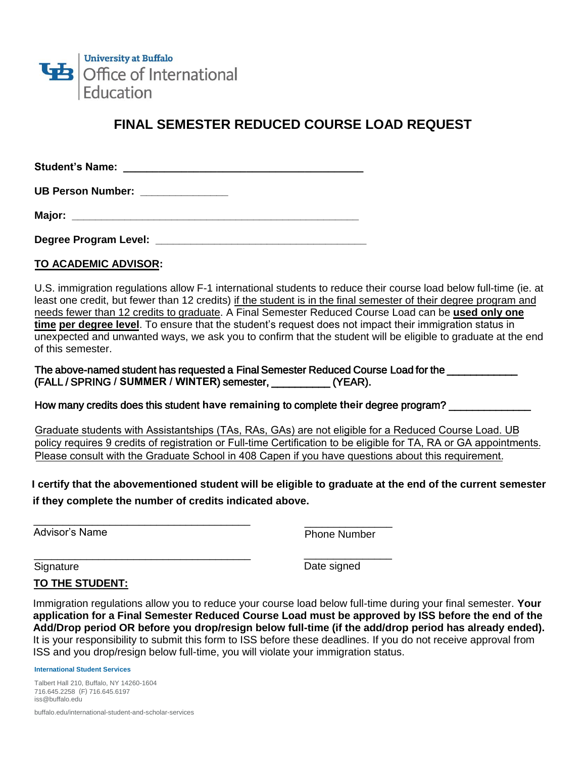University at Buffalo
Office of International Education

# FINAL SEMESTER REDUCED COURSE LOAD REQUEST

**Student's Name:** ________________________________________

**UB Person Number:** _______________

**Major:** _________________________________________________

**Degree Program Level:** ____________________________________

**TO ACADEMIC ADVISOR:**

U.S. immigration regulations allow F-1 international students to reduce their course load below full-time (ie. at least one credit, but fewer than 12 credits) if the student is in the final semester of their degree program and needs fewer than 12 credits to graduate. A Final Semester Reduced Course Load can be **used only one time per degree level**. To ensure that the student's request does not impact their immigration status in unexpected and unwanted ways, we ask you to confirm that the student will be eligible to graduate at the end of this semester.

The above-named student has requested a Final Semester Reduced Course Load for the ____________ (FALL / SPRING / **SUMMER** / **WINTER**) semester, __________ (YEAR).

How many credits does this student have remaining to complete their degree program? ______________

Graduate students with Assistantships (TAs, RAs, GAs) are not eligible for a Reduced Course Load. UB policy requires 9 credits of registration or Full-time Certification to be eligible for TA, RA or GA appointments. Please consult with the Graduate School in 408 Capen if you have questions about this requirement.

**I certify that the abovementioned student will be eligible to graduate at the end of the current semester if they complete the number of credits indicated above.**

______________________________________ Advisor's Name

_______________ Phone Number

______________________________________ Signature

_______________ Date signed

**TO THE STUDENT:**

Immigration regulations allow you to reduce your course load below full-time during your final semester. **Your application for a Final Semester Reduced Course Load must be approved by ISS before the end of the Add/Drop period OR before you drop/resign below full-time (if the add/drop period has already ended).** It is your responsibility to submit this form to ISS before these deadlines. If you do not receive approval from ISS and you drop/resign below full-time, you will violate your immigration status.

**International Student Services**

Talbert Hall 210, Buffalo, NY 14260-1604
716.645.2258 (F) 716.645.6197
iss@buffalo.edu

buffalo.edu/international-student-and-scholar-services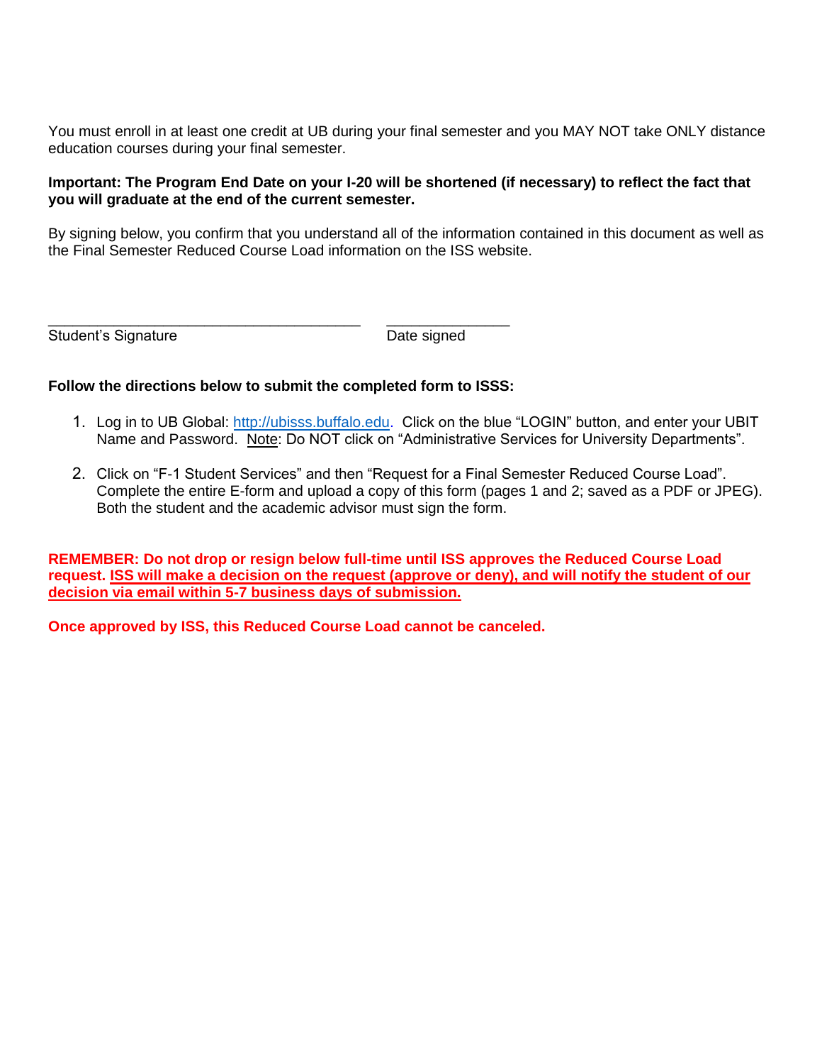You must enroll in at least one credit at UB during your final semester and you MAY NOT take ONLY distance education courses during your final semester.

**Important: The Program End Date on your I-20 will be shortened (if necessary) to reflect the fact that you will graduate at the end of the current semester.**

By signing below, you confirm that you understand all of the information contained in this document as well as the Final Semester Reduced Course Load information on the ISS website.

\_\_\_\_\_\_\_\_\_\_\_\_\_\_\_\_\_\_\_\_\_\_\_\_\_\_\_\_\_\_\_\_\_\_\_\_\_\_ \_\_\_\_\_\_\_\_\_\_\_\_\_\_\_
Student's Signature Date signed

**Follow the directions below to submit the completed form to ISSS:**

1. Log in to UB Global: http://ubisss.buffalo.edu. Click on the blue "LOGIN" button, and enter your UBIT Name and Password. Note: Do NOT click on "Administrative Services for University Departments".

2. Click on "F-1 Student Services" and then "Request for a Final Semester Reduced Course Load". Complete the entire E-form and upload a copy of this form (pages 1 and 2; saved as a PDF or JPEG). Both the student and the academic advisor must sign the form.

**REMEMBER: Do not drop or resign below full-time until ISS approves the Reduced Course Load request. ISS will make a decision on the request (approve or deny), and will notify the student of our decision via email within 5-7 business days of submission.**

**Once approved by ISS, this Reduced Course Load cannot be canceled.**